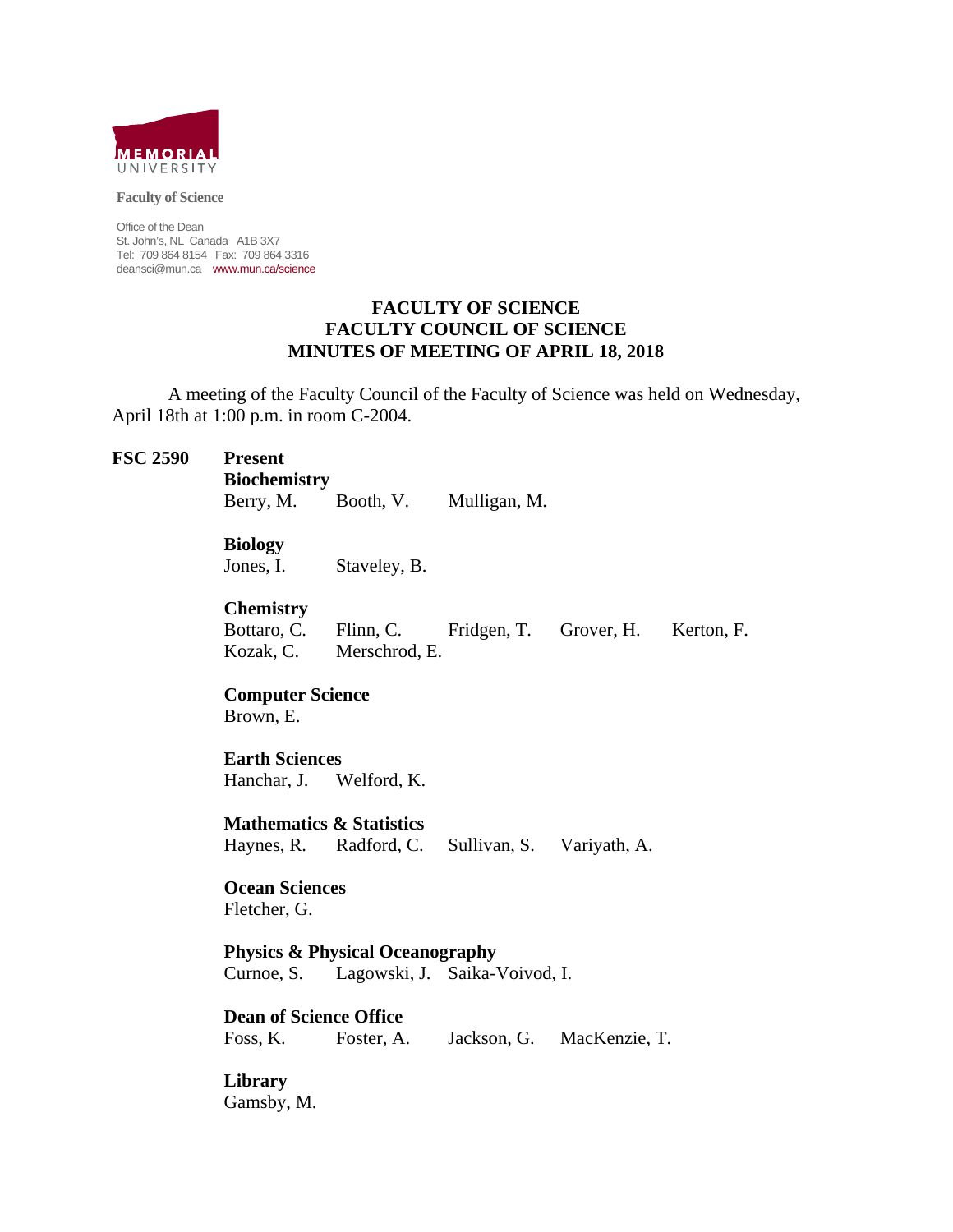MEMORIAL UNIVERSITY

**Faculty of Science**

Office of the Dean
St. John's, NL Canada A1B 3X7
Tel: 709 864 8154 Fax: 709 864 3316
deansci@mun.ca www.mun.ca/science

# FACULTY OF SCIENCE
# FACULTY COUNCIL OF SCIENCE
# MINUTES OF MEETING OF APRIL 18, 2018

A meeting of the Faculty Council of the Faculty of Science was held on Wednesday, April 18th at 1:00 p.m. in room C-2004.

**FSC 2590** **Present**

**Biochemistry**
Berry, M. Booth, V. Mulligan, M.

**Biology**
Jones, I. Staveley, B.

**Chemistry**
Bottaro, C. Flinn, C. Fridgen, T. Grover, H. Kerton, F.
Kozak, C. Merschrod, E.

**Computer Science**
Brown, E.

**Earth Sciences**
Hanchar, J. Welford, K.

**Mathematics & Statistics**
Haynes, R. Radford, C. Sullivan, S. Variyath, A.

**Ocean Sciences**
Fletcher, G.

**Physics & Physical Oceanography**
Curnoe, S. Lagowski, J. Saika-Voivod, I.

**Dean of Science Office**
Foss, K. Foster, A. Jackson, G. MacKenzie, T.

**Library**
Gamsby, M.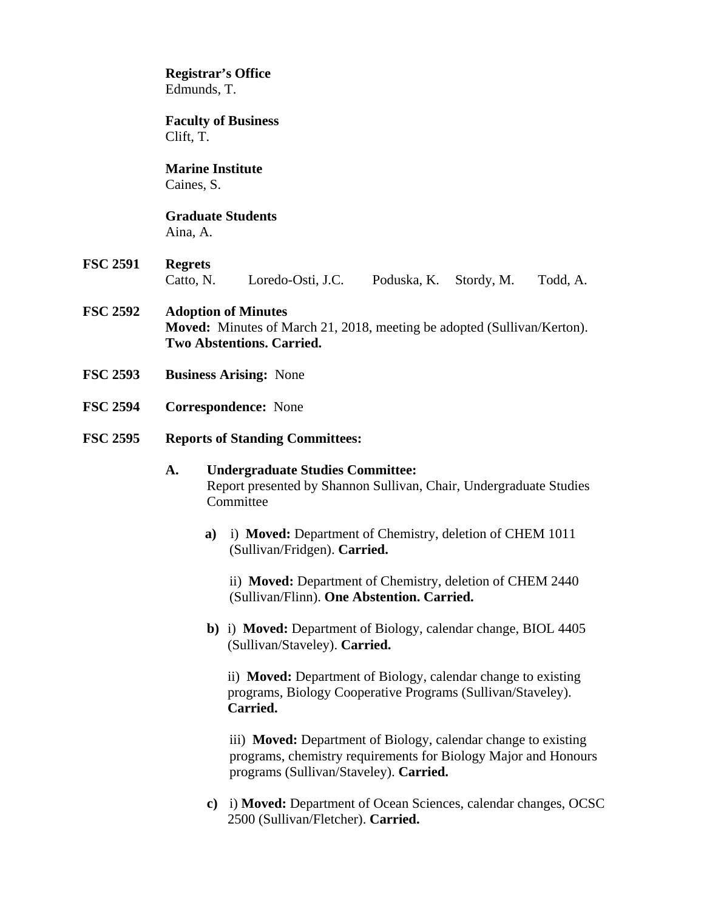**Registrar's Office**
Edmunds, T.

**Faculty of Business**
Clift, T.

**Marine Institute**
Caines, S.

**Graduate Students**
Aina, A.

**FSC 2591** **Regrets**
Catto, N. Loredo-Osti, J.C. Poduska, K. Stordy, M. Todd, A.

**FSC 2592** **Adoption of Minutes**
**Moved:** Minutes of March 21, 2018, meeting be adopted (Sullivan/Kerton). **Two Abstentions. Carried.**

**FSC 2593** **Business Arising:** None

**FSC 2594** **Correspondence:** None

**FSC 2595** **Reports of Standing Committees:**

**A. Undergraduate Studies Committee:**
Report presented by Shannon Sullivan, Chair, Undergraduate Studies Committee

**a)** i) **Moved:** Department of Chemistry, deletion of CHEM 1011 (Sullivan/Fridgen). **Carried.**

ii) **Moved:** Department of Chemistry, deletion of CHEM 2440 (Sullivan/Flinn). **One Abstention. Carried.**

**b)** i) **Moved:** Department of Biology, calendar change, BIOL 4405 (Sullivan/Staveley). **Carried.**

ii) **Moved:** Department of Biology, calendar change to existing programs, Biology Cooperative Programs (Sullivan/Staveley). **Carried.**

iii) **Moved:** Department of Biology, calendar change to existing programs, chemistry requirements for Biology Major and Honours programs (Sullivan/Staveley). **Carried.**

**c)** i) **Moved:** Department of Ocean Sciences, calendar changes, OCSC 2500 (Sullivan/Fletcher). **Carried.**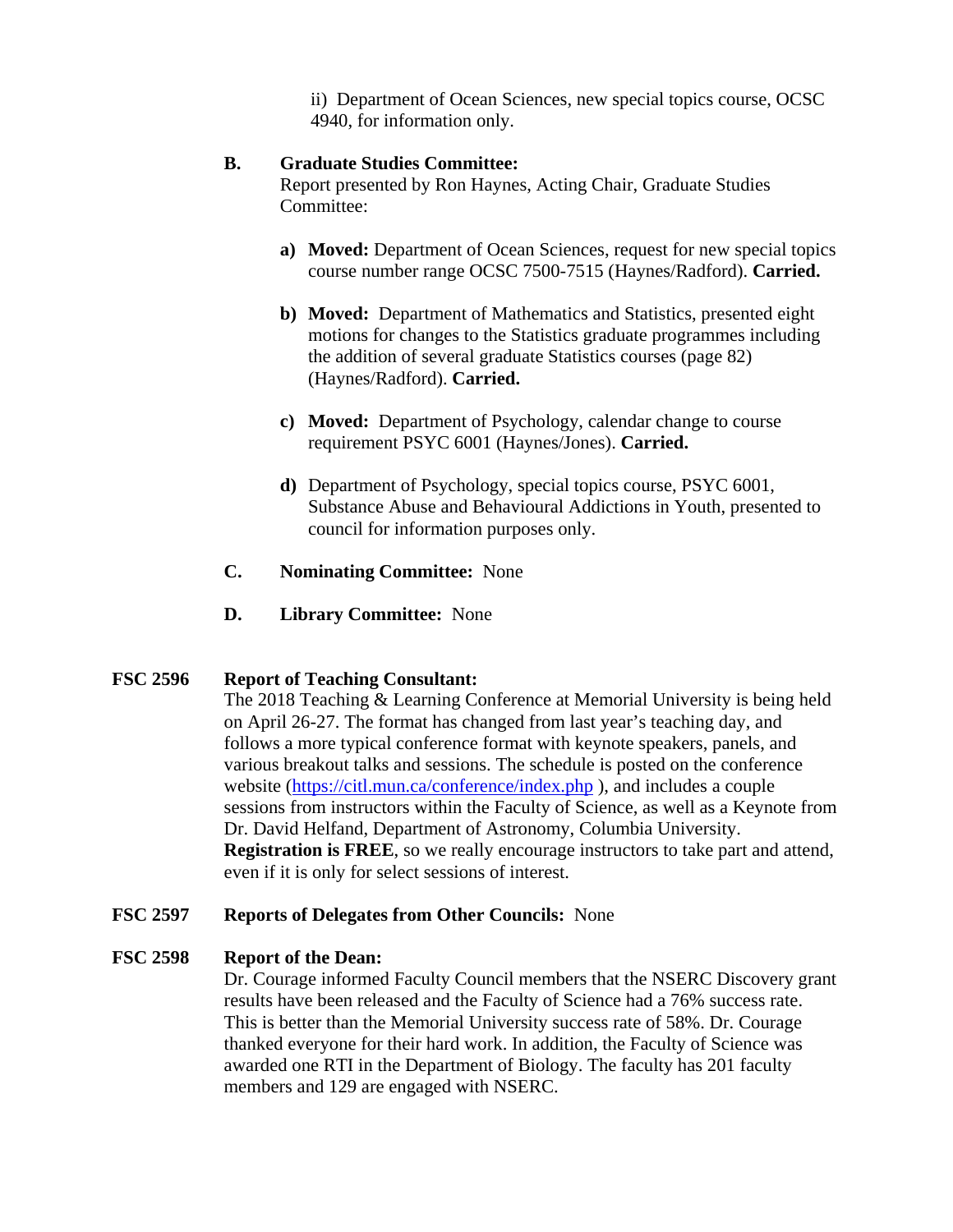ii) Department of Ocean Sciences, new special topics course, OCSC 4940, for information only.

**B. Graduate Studies Committee:**
Report presented by Ron Haynes, Acting Chair, Graduate Studies Committee:

**a) Moved:** Department of Ocean Sciences, request for new special topics course number range OCSC 7500-7515 (Haynes/Radford). **Carried.**

**b) Moved:** Department of Mathematics and Statistics, presented eight motions for changes to the Statistics graduate programmes including the addition of several graduate Statistics courses (page 82) (Haynes/Radford). **Carried.**

**c) Moved:** Department of Psychology, calendar change to course requirement PSYC 6001 (Haynes/Jones). **Carried.**

**d)** Department of Psychology, special topics course, PSYC 6001, Substance Abuse and Behavioural Addictions in Youth, presented to council for information purposes only.

**C. Nominating Committee:** None

**D. Library Committee:** None

**FSC 2596 Report of Teaching Consultant:**

The 2018 Teaching & Learning Conference at Memorial University is being held on April 26-27. The format has changed from last year's teaching day, and follows a more typical conference format with keynote speakers, panels, and various breakout talks and sessions. The schedule is posted on the conference website (https://citl.mun.ca/conference/index.php ), and includes a couple sessions from instructors within the Faculty of Science, as well as a Keynote from Dr. David Helfand, Department of Astronomy, Columbia University. **Registration is FREE**, so we really encourage instructors to take part and attend, even if it is only for select sessions of interest.

**FSC 2597 Reports of Delegates from Other Councils:** None

**FSC 2598 Report of the Dean:**

Dr. Courage informed Faculty Council members that the NSERC Discovery grant results have been released and the Faculty of Science had a 76% success rate. This is better than the Memorial University success rate of 58%. Dr. Courage thanked everyone for their hard work. In addition, the Faculty of Science was awarded one RTI in the Department of Biology. The faculty has 201 faculty members and 129 are engaged with NSERC.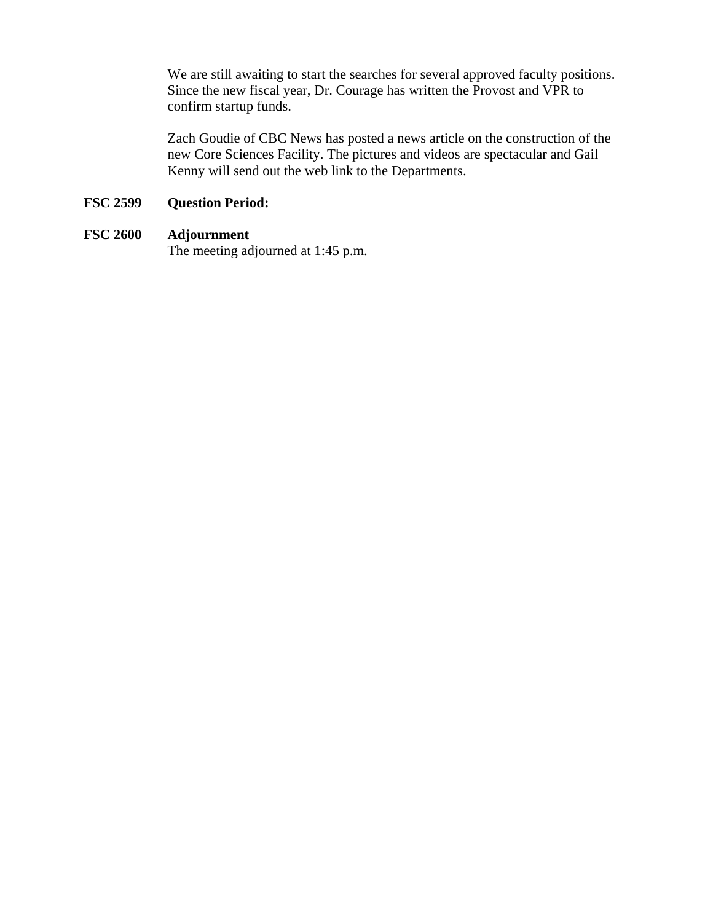We are still awaiting to start the searches for several approved faculty positions. Since the new fiscal year, Dr. Courage has written the Provost and VPR to confirm startup funds.

Zach Goudie of CBC News has posted a news article on the construction of the new Core Sciences Facility. The pictures and videos are spectacular and Gail Kenny will send out the web link to the Departments.

**FSC 2599 Question Period:**

**FSC 2600 Adjournment**

The meeting adjourned at 1:45 p.m.